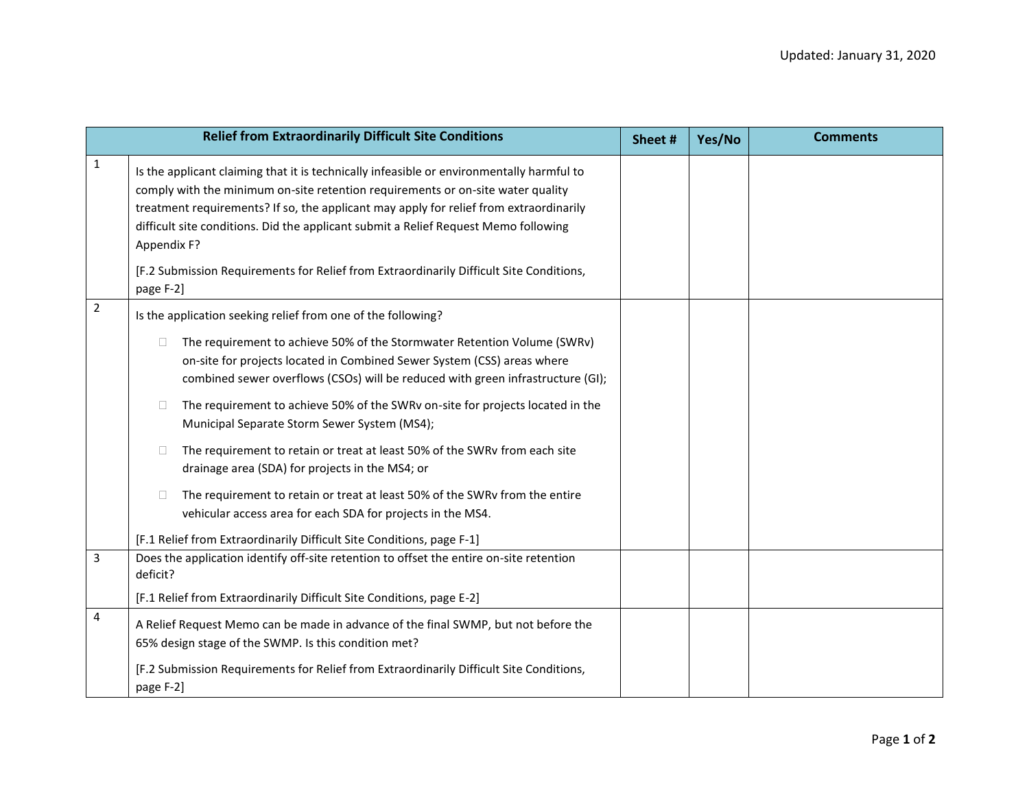Updated: January 31, 2020

| | Relief from Extraordinarily Difficult Site Conditions | Sheet # | Yes/No | Comments |
|---|---|---|---|---|
| 1 | Is the applicant claiming that it is technically infeasible or environmentally harmful to comply with the minimum on-site retention requirements or on-site water quality treatment requirements? If so, the applicant may apply for relief from extraordinarily difficult site conditions. Did the applicant submit a Relief Request Memo following Appendix F?<br><br>[F.2 Submission Requirements for Relief from Extraordinarily Difficult Site Conditions, page F-2] | | | |
| 2 | Is the application seeking relief from one of the following?<br><br>☐ The requirement to achieve 50% of the Stormwater Retention Volume (SWRv) on-site for projects located in Combined Sewer System (CSS) areas where combined sewer overflows (CSOs) will be reduced with green infrastructure (GI);<br><br>☐ The requirement to achieve 50% of the SWRv on-site for projects located in the Municipal Separate Storm Sewer System (MS4);<br><br>☐ The requirement to retain or treat at least 50% of the SWRv from each site drainage area (SDA) for projects in the MS4; or<br><br>☐ The requirement to retain or treat at least 50% of the SWRv from the entire vehicular access area for each SDA for projects in the MS4.<br><br>[F.1 Relief from Extraordinarily Difficult Site Conditions, page F-1] | | | |
| 3 | Does the application identify off-site retention to offset the entire on-site retention deficit?<br><br>[F.1 Relief from Extraordinarily Difficult Site Conditions, page E-2] | | | |
| 4 | A Relief Request Memo can be made in advance of the final SWMP, but not before the 65% design stage of the SWMP. Is this condition met?<br><br>[F.2 Submission Requirements for Relief from Extraordinarily Difficult Site Conditions, page F-2] | | | |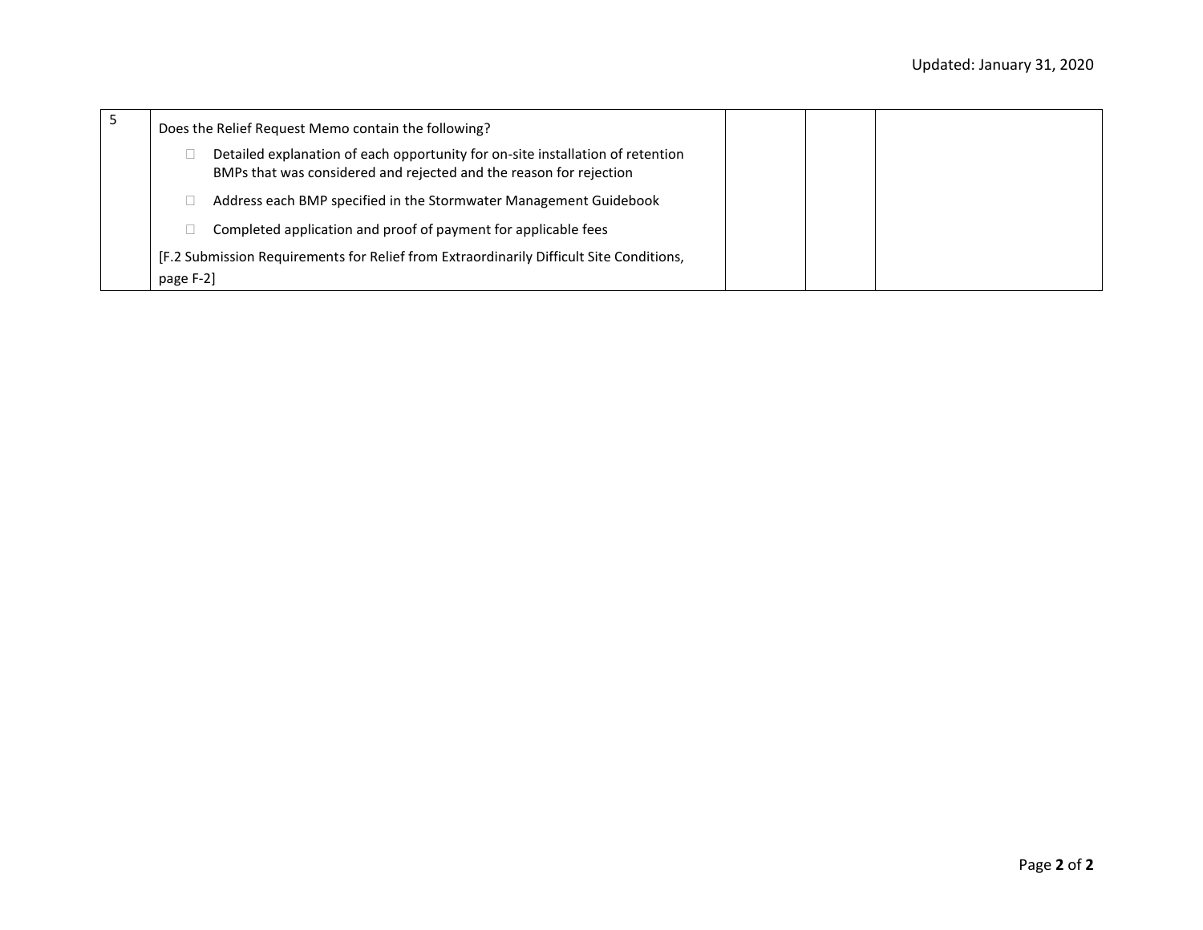| | | | | |
|---|---|---|---|---|
| 5 | Does the Relief Request Memo contain the following?<br>☐ Detailed explanation of each opportunity for on-site installation of retention BMPs that was considered and rejected and the reason for rejection<br>☐ Address each BMP specified in the Stormwater Management Guidebook<br>☐ Completed application and proof of payment for applicable fees<br>[F.2 Submission Requirements for Relief from Extraordinarily Difficult Site Conditions, page F-2] | | | |